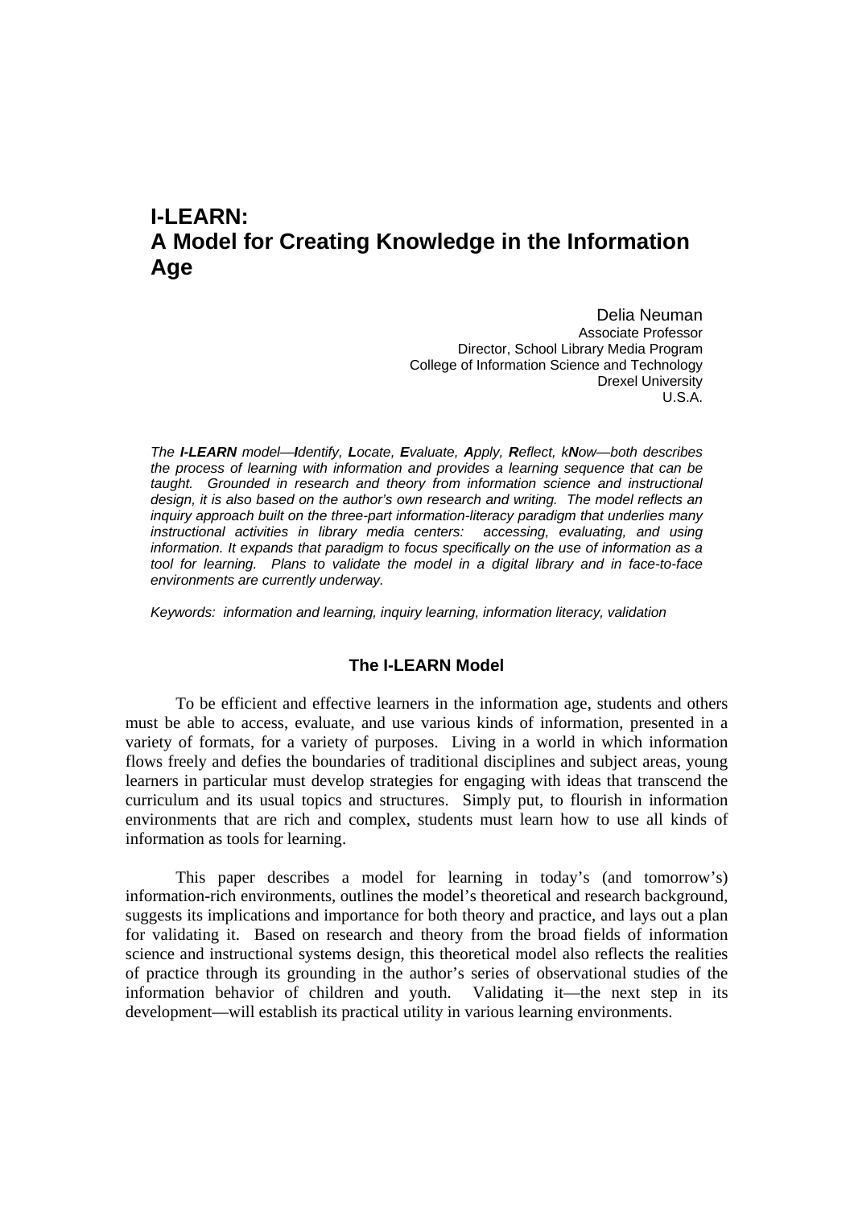# I-LEARN: A Model for Creating Knowledge in the Information Age

Delia Neuman
Associate Professor
Director, School Library Media Program
College of Information Science and Technology
Drexel University
U.S.A.

*The **I-LEARN** model—**I**dentify, **L**ocate, **E**valuate, **A**pply, **R**eflect, k**N**ow—both describes the process of learning with information and provides a learning sequence that can be taught. Grounded in research and theory from information science and instructional design, it is also based on the author's own research and writing. The model reflects an inquiry approach built on the three-part information-literacy paradigm that underlies many instructional activities in library media centers: accessing, evaluating, and using information. It expands that paradigm to focus specifically on the use of information as a tool for learning. Plans to validate the model in a digital library and in face-to-face environments are currently underway.*

*Keywords: information and learning, inquiry learning, information literacy, validation*

## The I-LEARN Model

To be efficient and effective learners in the information age, students and others must be able to access, evaluate, and use various kinds of information, presented in a variety of formats, for a variety of purposes. Living in a world in which information flows freely and defies the boundaries of traditional disciplines and subject areas, young learners in particular must develop strategies for engaging with ideas that transcend the curriculum and its usual topics and structures. Simply put, to flourish in information environments that are rich and complex, students must learn how to use all kinds of information as tools for learning.

This paper describes a model for learning in today's (and tomorrow's) information-rich environments, outlines the model's theoretical and research background, suggests its implications and importance for both theory and practice, and lays out a plan for validating it. Based on research and theory from the broad fields of information science and instructional systems design, this theoretical model also reflects the realities of practice through its grounding in the author's series of observational studies of the information behavior of children and youth. Validating it—the next step in its development—will establish its practical utility in various learning environments.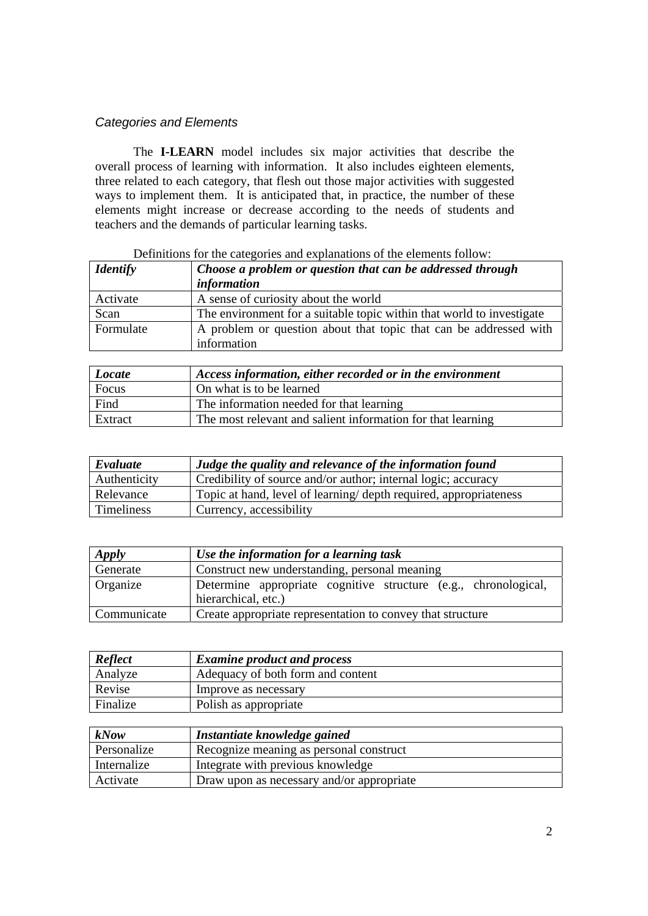### *Categories and Elements*

The **I-LEARN** model includes six major activities that describe the overall process of learning with information. It also includes eighteen elements, three related to each category, that flesh out those major activities with suggested ways to implement them. It is anticipated that, in practice, the number of these elements might increase or decrease according to the needs of students and teachers and the demands of particular learning tasks.

Definitions for the categories and explanations of the elements follow:

| ***Identify*** | ***Choose a problem or question that can be addressed through information*** |
|---|---|
| Activate | A sense of curiosity about the world |
| Scan | The environment for a suitable topic within that world to investigate |
| Formulate | A problem or question about that topic that can be addressed with information |

| ***Locate*** | ***Access information, either recorded or in the environment*** |
|---|---|
| Focus | On what is to be learned |
| Find | The information needed for that learning |
| Extract | The most relevant and salient information for that learning |

| ***Evaluate*** | ***Judge the quality and relevance of the information found*** |
|---|---|
| Authenticity | Credibility of source and/or author; internal logic; accuracy |
| Relevance | Topic at hand, level of learning/ depth required, appropriateness |
| Timeliness | Currency, accessibility |

| ***Apply*** | ***Use the information for a learning task*** |
|---|---|
| Generate | Construct new understanding, personal meaning |
| Organize | Determine appropriate cognitive structure (e.g., chronological, hierarchical, etc.) |
| Communicate | Create appropriate representation to convey that structure |

| ***Reflect*** | ***Examine product and process*** |
|---|---|
| Analyze | Adequacy of both form and content |
| Revise | Improve as necessary |
| Finalize | Polish as appropriate |

| ***kNow*** | ***Instantiate knowledge gained*** |
|---|---|
| Personalize | Recognize meaning as personal construct |
| Internalize | Integrate with previous knowledge |
| Activate | Draw upon as necessary and/or appropriate |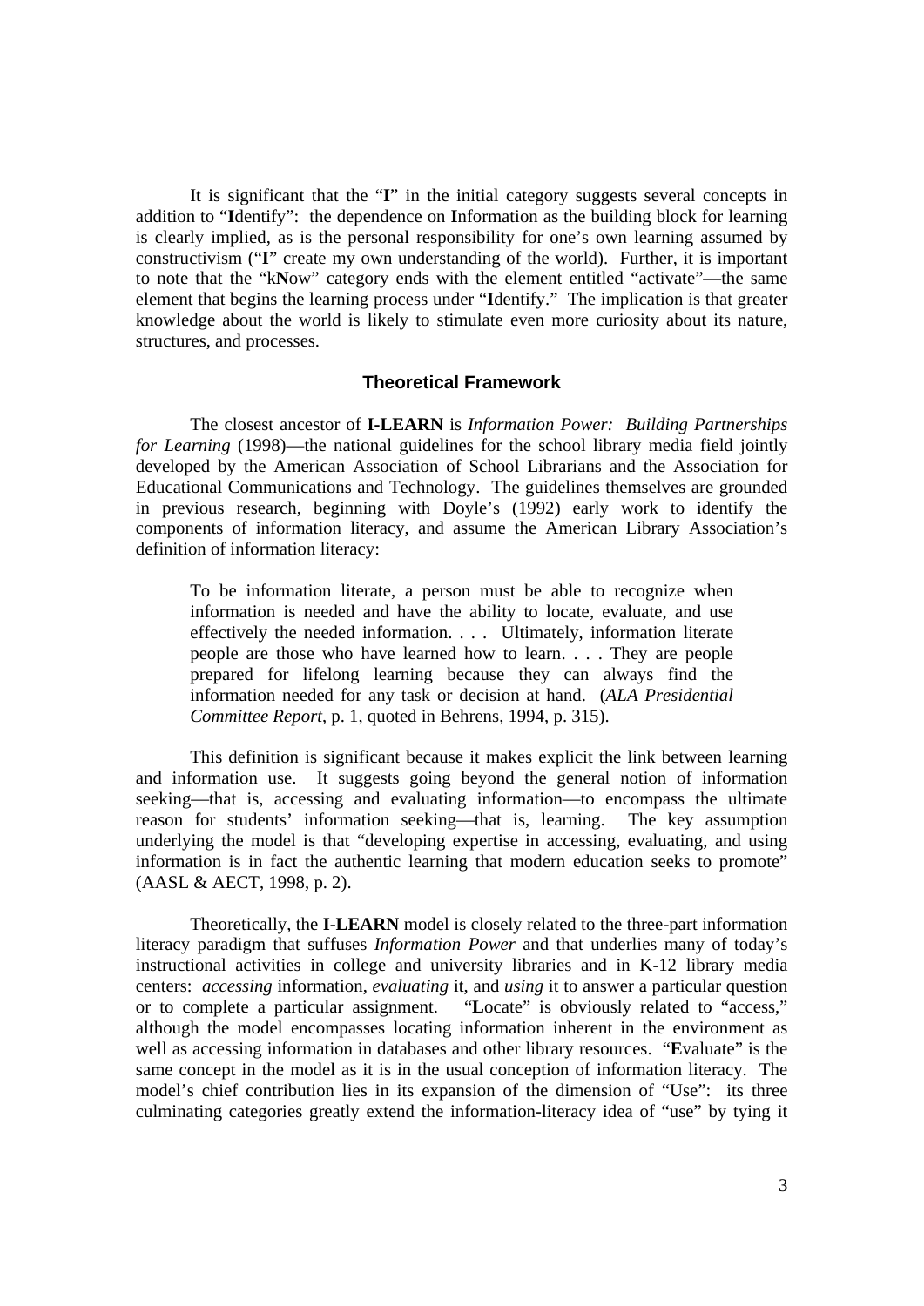It is significant that the "**I**" in the initial category suggests several concepts in addition to "**I**dentify": the dependence on **I**nformation as the building block for learning is clearly implied, as is the personal responsibility for one's own learning assumed by constructivism ("**I**" create my own understanding of the world). Further, it is important to note that the "k**N**ow" category ends with the element entitled "activate"—the same element that begins the learning process under "**I**dentify." The implication is that greater knowledge about the world is likely to stimulate even more curiosity about its nature, structures, and processes.

## Theoretical Framework

The closest ancestor of **I-LEARN** is *Information Power: Building Partnerships for Learning* (1998)—the national guidelines for the school library media field jointly developed by the American Association of School Librarians and the Association for Educational Communications and Technology. The guidelines themselves are grounded in previous research, beginning with Doyle's (1992) early work to identify the components of information literacy, and assume the American Library Association's definition of information literacy:

> To be information literate, a person must be able to recognize when information is needed and have the ability to locate, evaluate, and use effectively the needed information. . . . Ultimately, information literate people are those who have learned how to learn. . . . They are people prepared for lifelong learning because they can always find the information needed for any task or decision at hand. (*ALA Presidential Committee Report*, p. 1, quoted in Behrens, 1994, p. 315).

This definition is significant because it makes explicit the link between learning and information use. It suggests going beyond the general notion of information seeking—that is, accessing and evaluating information—to encompass the ultimate reason for students' information seeking—that is, learning. The key assumption underlying the model is that "developing expertise in accessing, evaluating, and using information is in fact the authentic learning that modern education seeks to promote" (AASL & AECT, 1998, p. 2).

Theoretically, the **I-LEARN** model is closely related to the three-part information literacy paradigm that suffuses *Information Power* and that underlies many of today's instructional activities in college and university libraries and in K-12 library media centers: *accessing* information, *evaluating* it, and *using* it to answer a particular question or to complete a particular assignment. "**L**ocate" is obviously related to "access," although the model encompasses locating information inherent in the environment as well as accessing information in databases and other library resources. "**E**valuate" is the same concept in the model as it is in the usual conception of information literacy. The model's chief contribution lies in its expansion of the dimension of "Use": its three culminating categories greatly extend the information-literacy idea of "use" by tying it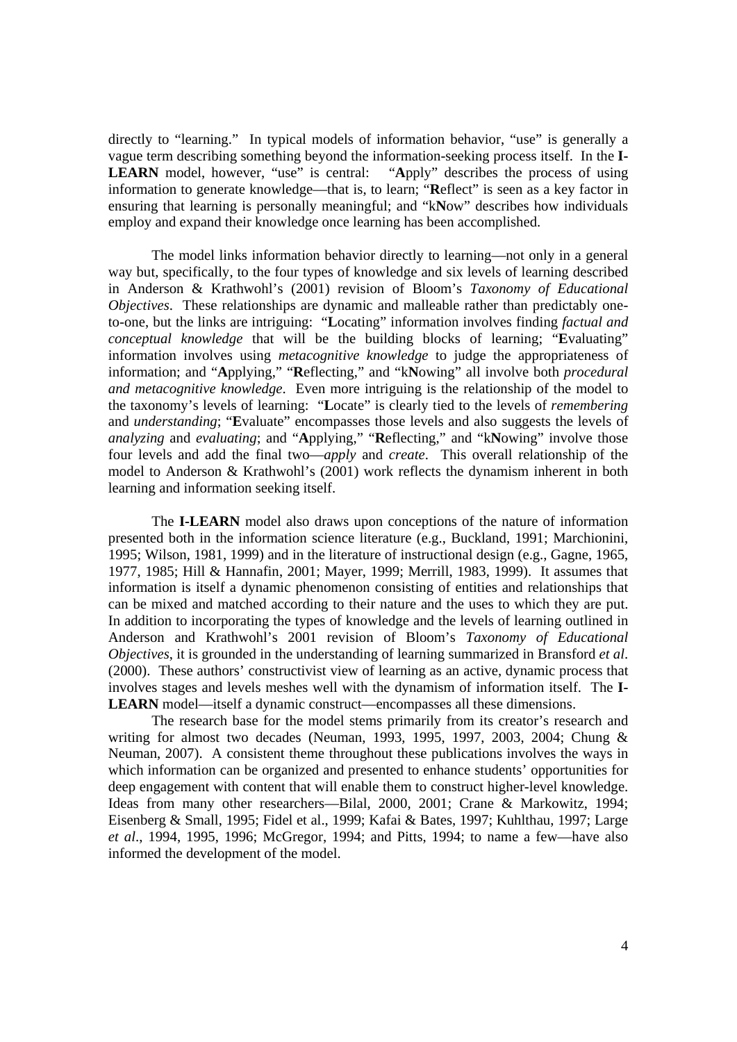directly to "learning." In typical models of information behavior, "use" is generally a vague term describing something beyond the information-seeking process itself. In the **I-LEARN** model, however, "use" is central: "**A**pply" describes the process of using information to generate knowledge—that is, to learn; "**R**eflect" is seen as a key factor in ensuring that learning is personally meaningful; and "k**N**ow" describes how individuals employ and expand their knowledge once learning has been accomplished.

The model links information behavior directly to learning—not only in a general way but, specifically, to the four types of knowledge and six levels of learning described in Anderson & Krathwohl's (2001) revision of Bloom's *Taxonomy of Educational Objectives*. These relationships are dynamic and malleable rather than predictably one-to-one, but the links are intriguing: "**L**ocating" information involves finding *factual and conceptual knowledge* that will be the building blocks of learning; "**E**valuating" information involves using *metacognitive knowledge* to judge the appropriateness of information; and "**A**pplying," "**R**eflecting," and "k**N**owing" all involve both *procedural and metacognitive knowledge*. Even more intriguing is the relationship of the model to the taxonomy's levels of learning: "**L**ocate" is clearly tied to the levels of *remembering* and *understanding*; "**E**valuate" encompasses those levels and also suggests the levels of *analyzing* and *evaluating*; and "**A**pplying," "**R**eflecting," and "k**N**owing" involve those four levels and add the final two—*apply* and *create*. This overall relationship of the model to Anderson & Krathwohl's (2001) work reflects the dynamism inherent in both learning and information seeking itself.

The **I-LEARN** model also draws upon conceptions of the nature of information presented both in the information science literature (e.g., Buckland, 1991; Marchionini, 1995; Wilson, 1981, 1999) and in the literature of instructional design (e.g., Gagne, 1965, 1977, 1985; Hill & Hannafin, 2001; Mayer, 1999; Merrill, 1983, 1999). It assumes that information is itself a dynamic phenomenon consisting of entities and relationships that can be mixed and matched according to their nature and the uses to which they are put. In addition to incorporating the types of knowledge and the levels of learning outlined in Anderson and Krathwohl's 2001 revision of Bloom's *Taxonomy of Educational Objectives*, it is grounded in the understanding of learning summarized in Bransford *et al*. (2000). These authors' constructivist view of learning as an active, dynamic process that involves stages and levels meshes well with the dynamism of information itself. The **I-LEARN** model—itself a dynamic construct—encompasses all these dimensions.

The research base for the model stems primarily from its creator's research and writing for almost two decades (Neuman, 1993, 1995, 1997, 2003, 2004; Chung & Neuman, 2007). A consistent theme throughout these publications involves the ways in which information can be organized and presented to enhance students' opportunities for deep engagement with content that will enable them to construct higher-level knowledge. Ideas from many other researchers—Bilal, 2000, 2001; Crane & Markowitz, 1994; Eisenberg & Small, 1995; Fidel et al., 1999; Kafai & Bates, 1997; Kuhlthau, 1997; Large *et al*., 1994, 1995, 1996; McGregor, 1994; and Pitts, 1994; to name a few—have also informed the development of the model.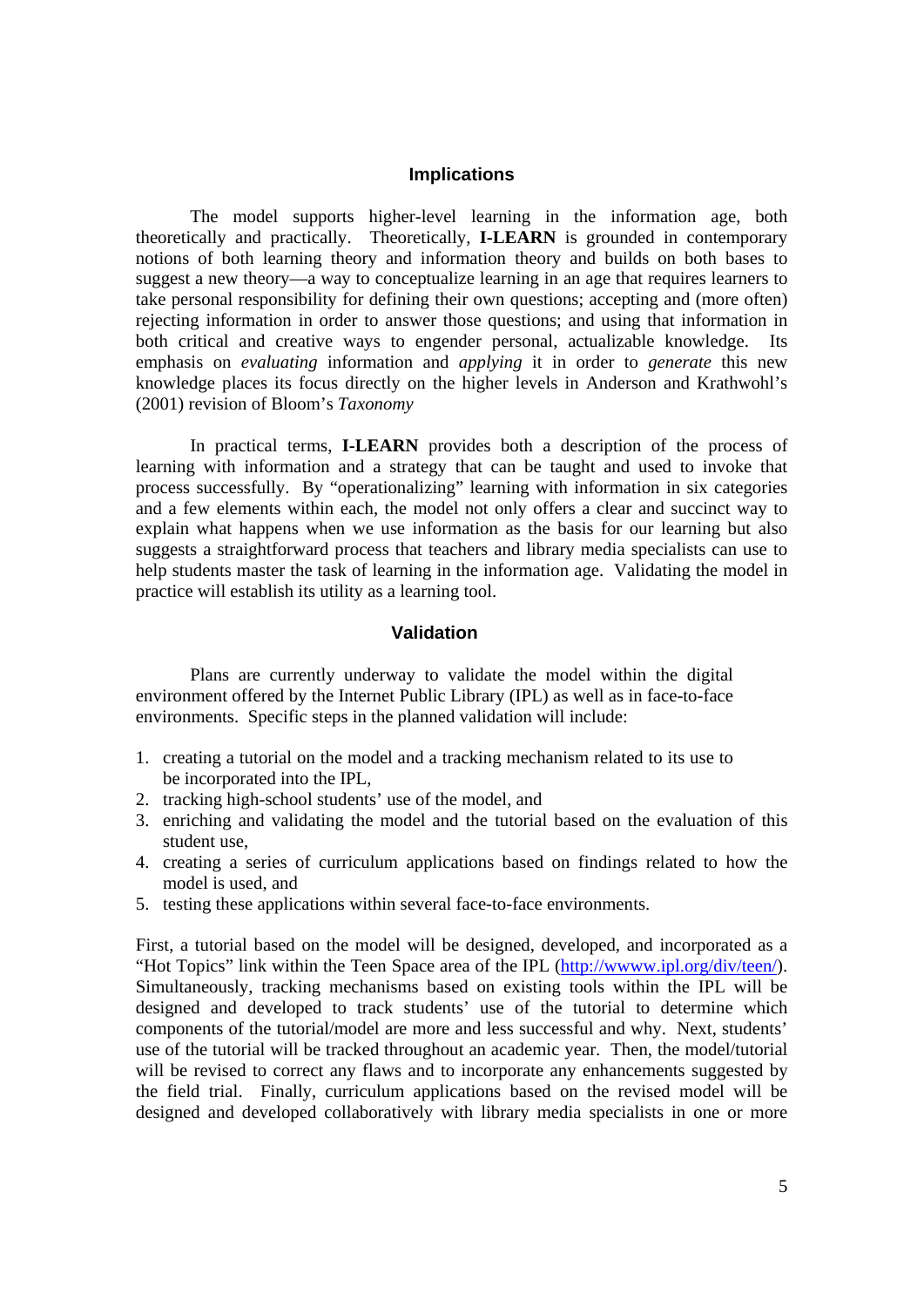## Implications

The model supports higher-level learning in the information age, both theoretically and practically. Theoretically, **I-LEARN** is grounded in contemporary notions of both learning theory and information theory and builds on both bases to suggest a new theory—a way to conceptualize learning in an age that requires learners to take personal responsibility for defining their own questions; accepting and (more often) rejecting information in order to answer those questions; and using that information in both critical and creative ways to engender personal, actualizable knowledge. Its emphasis on *evaluating* information and *applying* it in order to *generate* this new knowledge places its focus directly on the higher levels in Anderson and Krathwohl's (2001) revision of Bloom's *Taxonomy*

In practical terms, **I-LEARN** provides both a description of the process of learning with information and a strategy that can be taught and used to invoke that process successfully. By "operationalizing" learning with information in six categories and a few elements within each, the model not only offers a clear and succinct way to explain what happens when we use information as the basis for our learning but also suggests a straightforward process that teachers and library media specialists can use to help students master the task of learning in the information age. Validating the model in practice will establish its utility as a learning tool.

## Validation

Plans are currently underway to validate the model within the digital environment offered by the Internet Public Library (IPL) as well as in face-to-face environments. Specific steps in the planned validation will include:

1. creating a tutorial on the model and a tracking mechanism related to its use to be incorporated into the IPL,
2. tracking high-school students' use of the model, and
3. enriching and validating the model and the tutorial based on the evaluation of this student use,
4. creating a series of curriculum applications based on findings related to how the model is used, and
5. testing these applications within several face-to-face environments.

First, a tutorial based on the model will be designed, developed, and incorporated as a "Hot Topics" link within the Teen Space area of the IPL (http://wwww.ipl.org/div/teen/). Simultaneously, tracking mechanisms based on existing tools within the IPL will be designed and developed to track students' use of the tutorial to determine which components of the tutorial/model are more and less successful and why. Next, students' use of the tutorial will be tracked throughout an academic year. Then, the model/tutorial will be revised to correct any flaws and to incorporate any enhancements suggested by the field trial. Finally, curriculum applications based on the revised model will be designed and developed collaboratively with library media specialists in one or more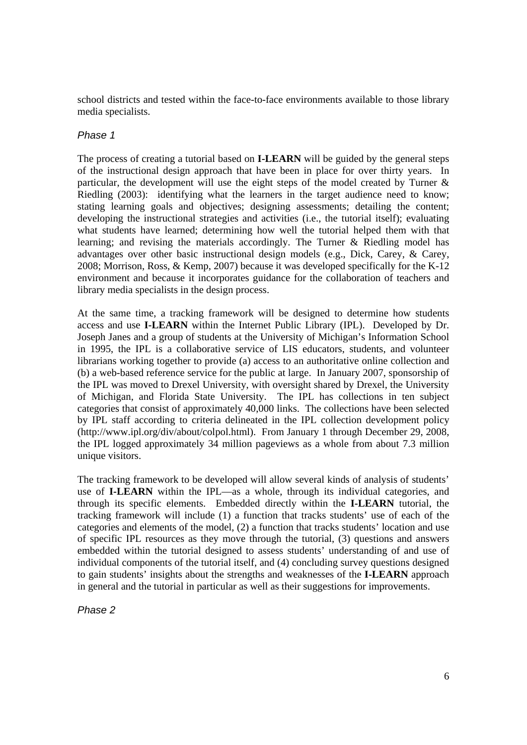school districts and tested within the face-to-face environments available to those library media specialists.

*Phase 1*

The process of creating a tutorial based on **I-LEARN** will be guided by the general steps of the instructional design approach that have been in place for over thirty years. In particular, the development will use the eight steps of the model created by Turner & Riedling (2003): identifying what the learners in the target audience need to know; stating learning goals and objectives; designing assessments; detailing the content; developing the instructional strategies and activities (i.e., the tutorial itself); evaluating what students have learned; determining how well the tutorial helped them with that learning; and revising the materials accordingly. The Turner & Riedling model has advantages over other basic instructional design models (e.g., Dick, Carey, & Carey, 2008; Morrison, Ross, & Kemp, 2007) because it was developed specifically for the K-12 environment and because it incorporates guidance for the collaboration of teachers and library media specialists in the design process.

At the same time, a tracking framework will be designed to determine how students access and use **I-LEARN** within the Internet Public Library (IPL). Developed by Dr. Joseph Janes and a group of students at the University of Michigan's Information School in 1995, the IPL is a collaborative service of LIS educators, students, and volunteer librarians working together to provide (a) access to an authoritative online collection and (b) a web-based reference service for the public at large. In January 2007, sponsorship of the IPL was moved to Drexel University, with oversight shared by Drexel, the University of Michigan, and Florida State University. The IPL has collections in ten subject categories that consist of approximately 40,000 links. The collections have been selected by IPL staff according to criteria delineated in the IPL collection development policy (http://www.ipl.org/div/about/colpol.html). From January 1 through December 29, 2008, the IPL logged approximately 34 million pageviews as a whole from about 7.3 million unique visitors.

The tracking framework to be developed will allow several kinds of analysis of students' use of **I-LEARN** within the IPL—as a whole, through its individual categories, and through its specific elements. Embedded directly within the **I-LEARN** tutorial, the tracking framework will include (1) a function that tracks students' use of each of the categories and elements of the model, (2) a function that tracks students' location and use of specific IPL resources as they move through the tutorial, (3) questions and answers embedded within the tutorial designed to assess students' understanding of and use of individual components of the tutorial itself, and (4) concluding survey questions designed to gain students' insights about the strengths and weaknesses of the **I-LEARN** approach in general and the tutorial in particular as well as their suggestions for improvements.

*Phase 2*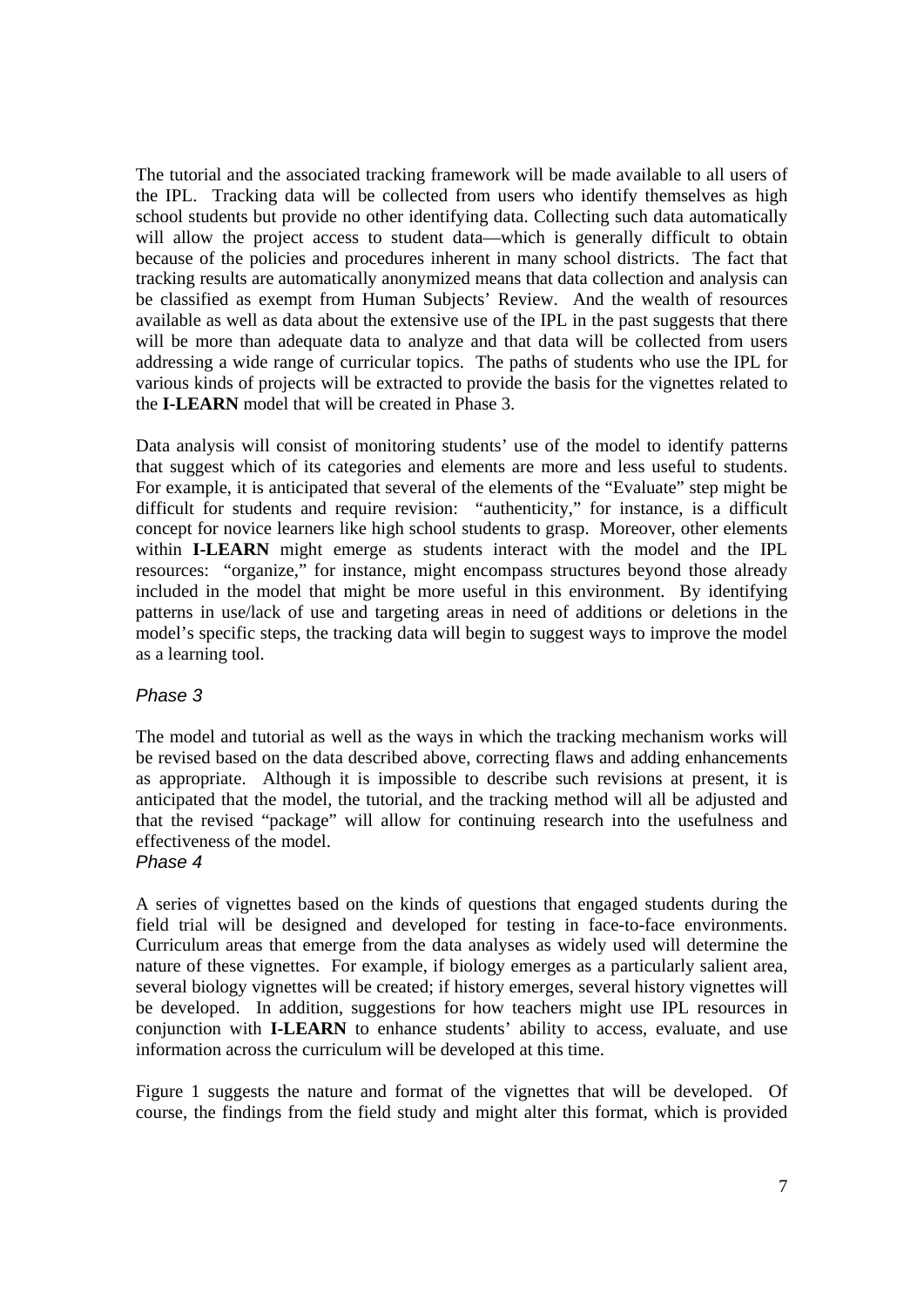The tutorial and the associated tracking framework will be made available to all users of the IPL. Tracking data will be collected from users who identify themselves as high school students but provide no other identifying data. Collecting such data automatically will allow the project access to student data—which is generally difficult to obtain because of the policies and procedures inherent in many school districts. The fact that tracking results are automatically anonymized means that data collection and analysis can be classified as exempt from Human Subjects' Review. And the wealth of resources available as well as data about the extensive use of the IPL in the past suggests that there will be more than adequate data to analyze and that data will be collected from users addressing a wide range of curricular topics. The paths of students who use the IPL for various kinds of projects will be extracted to provide the basis for the vignettes related to the **I-LEARN** model that will be created in Phase 3.

Data analysis will consist of monitoring students' use of the model to identify patterns that suggest which of its categories and elements are more and less useful to students. For example, it is anticipated that several of the elements of the "Evaluate" step might be difficult for students and require revision: "authenticity," for instance, is a difficult concept for novice learners like high school students to grasp. Moreover, other elements within **I-LEARN** might emerge as students interact with the model and the IPL resources: "organize," for instance, might encompass structures beyond those already included in the model that might be more useful in this environment. By identifying patterns in use/lack of use and targeting areas in need of additions or deletions in the model's specific steps, the tracking data will begin to suggest ways to improve the model as a learning tool.

*Phase 3*

The model and tutorial as well as the ways in which the tracking mechanism works will be revised based on the data described above, correcting flaws and adding enhancements as appropriate. Although it is impossible to describe such revisions at present, it is anticipated that the model, the tutorial, and the tracking method will all be adjusted and that the revised "package" will allow for continuing research into the usefulness and effectiveness of the model.

*Phase 4*

A series of vignettes based on the kinds of questions that engaged students during the field trial will be designed and developed for testing in face-to-face environments. Curriculum areas that emerge from the data analyses as widely used will determine the nature of these vignettes. For example, if biology emerges as a particularly salient area, several biology vignettes will be created; if history emerges, several history vignettes will be developed. In addition, suggestions for how teachers might use IPL resources in conjunction with **I-LEARN** to enhance students' ability to access, evaluate, and use information across the curriculum will be developed at this time.

Figure 1 suggests the nature and format of the vignettes that will be developed. Of course, the findings from the field study and might alter this format, which is provided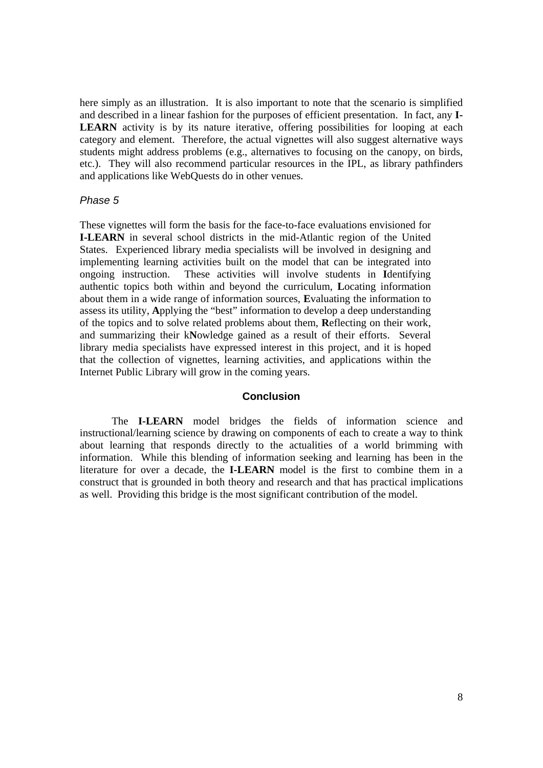here simply as an illustration. It is also important to note that the scenario is simplified and described in a linear fashion for the purposes of efficient presentation. In fact, any **I-LEARN** activity is by its nature iterative, offering possibilities for looping at each category and element. Therefore, the actual vignettes will also suggest alternative ways students might address problems (e.g., alternatives to focusing on the canopy, on birds, etc.). They will also recommend particular resources in the IPL, as library pathfinders and applications like WebQuests do in other venues.

*Phase 5*

These vignettes will form the basis for the face-to-face evaluations envisioned for **I-LEARN** in several school districts in the mid-Atlantic region of the United States. Experienced library media specialists will be involved in designing and implementing learning activities built on the model that can be integrated into ongoing instruction. These activities will involve students in **I**dentifying authentic topics both within and beyond the curriculum, **L**ocating information about them in a wide range of information sources, **E**valuating the information to assess its utility, **A**pplying the "best" information to develop a deep understanding of the topics and to solve related problems about them, **R**eflecting on their work, and summarizing their k**N**owledge gained as a result of their efforts. Several library media specialists have expressed interest in this project, and it is hoped that the collection of vignettes, learning activities, and applications within the Internet Public Library will grow in the coming years.

## Conclusion

The **I-LEARN** model bridges the fields of information science and instructional/learning science by drawing on components of each to create a way to think about learning that responds directly to the actualities of a world brimming with information. While this blending of information seeking and learning has been in the literature for over a decade, the **I-LEARN** model is the first to combine them in a construct that is grounded in both theory and research and that has practical implications as well. Providing this bridge is the most significant contribution of the model.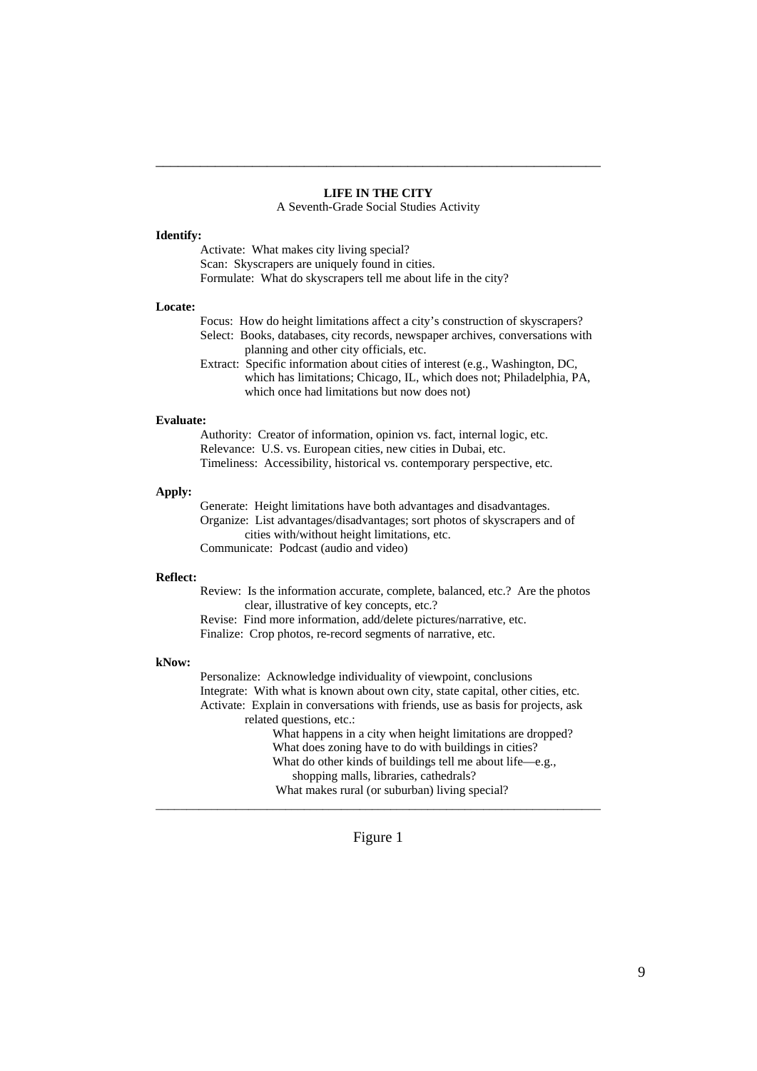**LIFE IN THE CITY**

A Seventh-Grade Social Studies Activity

**Identify:**

Activate: What makes city living special?
Scan: Skyscrapers are uniquely found in cities.
Formulate: What do skyscrapers tell me about life in the city?

**Locate:**

Focus: How do height limitations affect a city's construction of skyscrapers?
Select: Books, databases, city records, newspaper archives, conversations with planning and other city officials, etc.
Extract: Specific information about cities of interest (e.g., Washington, DC, which has limitations; Chicago, IL, which does not; Philadelphia, PA, which once had limitations but now does not)

**Evaluate:**

Authority: Creator of information, opinion vs. fact, internal logic, etc.
Relevance: U.S. vs. European cities, new cities in Dubai, etc.
Timeliness: Accessibility, historical vs. contemporary perspective, etc.

**Apply:**

Generate: Height limitations have both advantages and disadvantages.
Organize: List advantages/disadvantages; sort photos of skyscrapers and of cities with/without height limitations, etc.
Communicate: Podcast (audio and video)

**Reflect:**

Review: Is the information accurate, complete, balanced, etc.? Are the photos clear, illustrative of key concepts, etc.?
Revise: Find more information, add/delete pictures/narrative, etc.
Finalize: Crop photos, re-record segments of narrative, etc.

**kNow:**

Personalize: Acknowledge individuality of viewpoint, conclusions
Integrate: With what is known about own city, state capital, other cities, etc.
Activate: Explain in conversations with friends, use as basis for projects, ask related questions, etc.:

- What happens in a city when height limitations are dropped?
- What does zoning have to do with buildings in cities?
- What do other kinds of buildings tell me about life—e.g., shopping malls, libraries, cathedrals?
- What makes rural (or suburban) living special?

Figure 1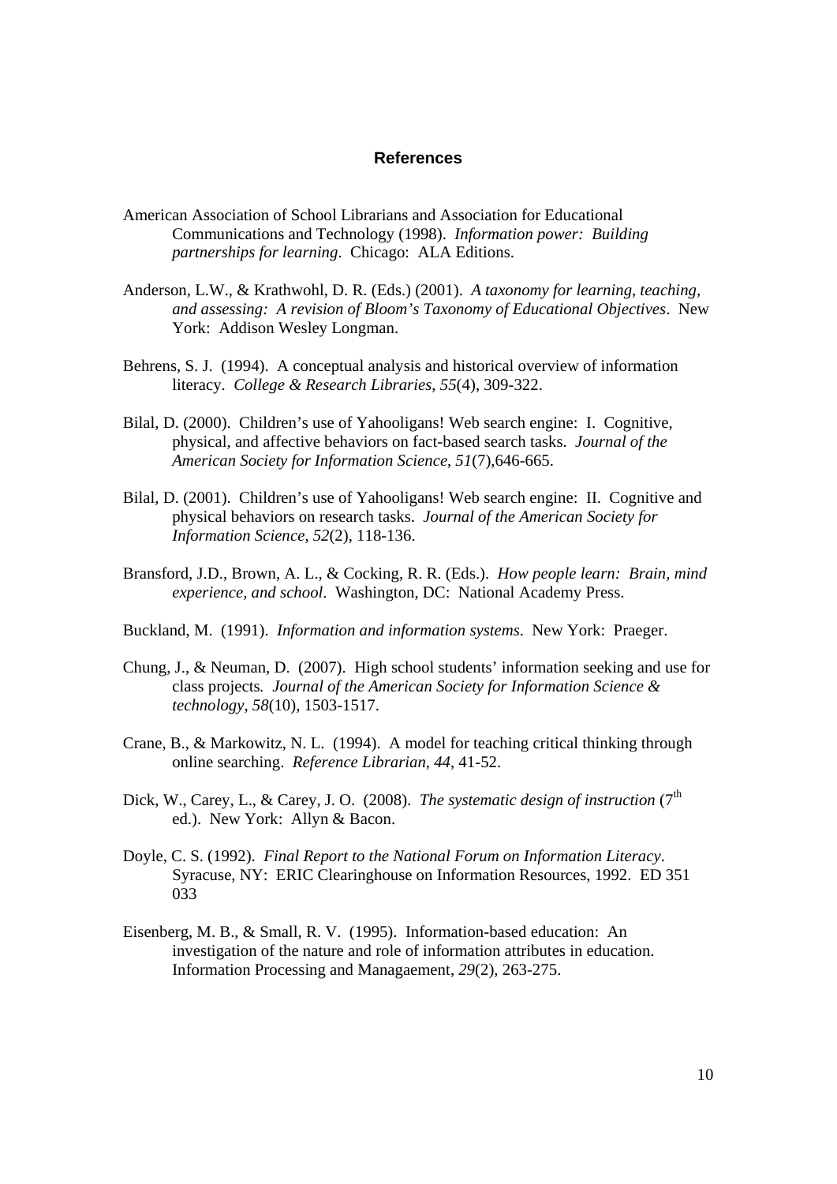# References

American Association of School Librarians and Association for Educational Communications and Technology (1998). *Information power: Building partnerships for learning*. Chicago: ALA Editions.

Anderson, L.W., & Krathwohl, D. R. (Eds.) (2001). *A taxonomy for learning, teaching, and assessing: A revision of Bloom's Taxonomy of Educational Objectives*. New York: Addison Wesley Longman.

Behrens, S. J. (1994). A conceptual analysis and historical overview of information literacy. *College & Research Libraries*, *55*(4), 309-322.

Bilal, D. (2000). Children's use of Yahooligans! Web search engine: I. Cognitive, physical, and affective behaviors on fact-based search tasks. *Journal of the American Society for Information Science*, *51*(7),646-665.

Bilal, D. (2001). Children's use of Yahooligans! Web search engine: II. Cognitive and physical behaviors on research tasks. *Journal of the American Society for Information Science*, *52*(2), 118-136.

Bransford, J.D., Brown, A. L., & Cocking, R. R. (Eds.). *How people learn: Brain, mind experience, and school*. Washington, DC: National Academy Press.

Buckland, M. (1991). *Information and information systems*. New York: Praeger.

Chung, J., & Neuman, D. (2007). High school students' information seeking and use for class projects*. Journal of the American Society for Information Science & technology*, *58*(10), 1503-1517.

Crane, B., & Markowitz, N. L. (1994). A model for teaching critical thinking through online searching. *Reference Librarian*, *44*, 41-52.

Dick, W., Carey, L., & Carey, J. O. (2008). *The systematic design of instruction* (7th ed.). New York: Allyn & Bacon.

Doyle, C. S. (1992). *Final Report to the National Forum on Information Literacy*. Syracuse, NY: ERIC Clearinghouse on Information Resources, 1992. ED 351 033

Eisenberg, M. B., & Small, R. V. (1995). Information-based education: An investigation of the nature and role of information attributes in education. Information Processing and Managaement, *29*(2), 263-275.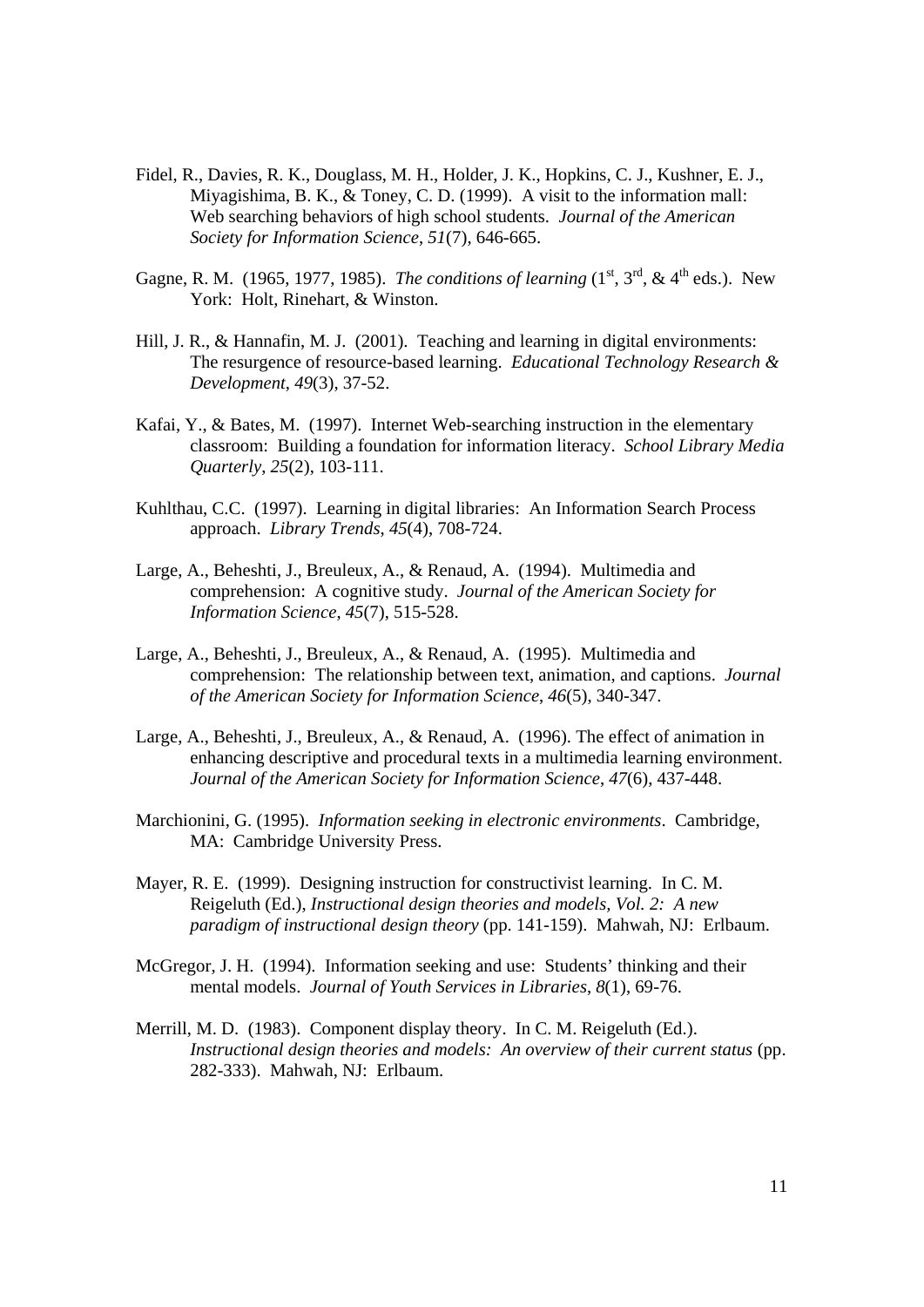Fidel, R., Davies, R. K., Douglass, M. H., Holder, J. K., Hopkins, C. J., Kushner, E. J., Miyagishima, B. K., & Toney, C. D. (1999). A visit to the information mall: Web searching behaviors of high school students. *Journal of the American Society for Information Science*, *51*(7), 646-665.

Gagne, R. M. (1965, 1977, 1985). *The conditions of learning* (1st, 3rd, & 4th eds.). New York: Holt, Rinehart, & Winston.

Hill, J. R., & Hannafin, M. J. (2001). Teaching and learning in digital environments: The resurgence of resource-based learning. *Educational Technology Research & Development*, *49*(3), 37-52.

Kafai, Y., & Bates, M. (1997). Internet Web-searching instruction in the elementary classroom: Building a foundation for information literacy. *School Library Media Quarterly*, *25*(2), 103-111.

Kuhlthau, C.C. (1997). Learning in digital libraries: An Information Search Process approach. *Library Trends*, *45*(4), 708-724.

Large, A., Beheshti, J., Breuleux, A., & Renaud, A. (1994). Multimedia and comprehension: A cognitive study. *Journal of the American Society for Information Science*, *45*(7), 515-528.

Large, A., Beheshti, J., Breuleux, A., & Renaud, A. (1995). Multimedia and comprehension: The relationship between text, animation, and captions. *Journal of the American Society for Information Science*, *46*(5), 340-347.

Large, A., Beheshti, J., Breuleux, A., & Renaud, A. (1996). The effect of animation in enhancing descriptive and procedural texts in a multimedia learning environment. *Journal of the American Society for Information Science*, *47*(6), 437-448.

Marchionini, G. (1995). *Information seeking in electronic environments*. Cambridge, MA: Cambridge University Press.

Mayer, R. E. (1999). Designing instruction for constructivist learning. In C. M. Reigeluth (Ed.), *Instructional design theories and models, Vol. 2: A new paradigm of instructional design theory* (pp. 141-159). Mahwah, NJ: Erlbaum.

McGregor, J. H. (1994). Information seeking and use: Students' thinking and their mental models. *Journal of Youth Services in Libraries*, *8*(1), 69-76.

Merrill, M. D. (1983). Component display theory. In C. M. Reigeluth (Ed.). *Instructional design theories and models: An overview of their current status* (pp. 282-333). Mahwah, NJ: Erlbaum.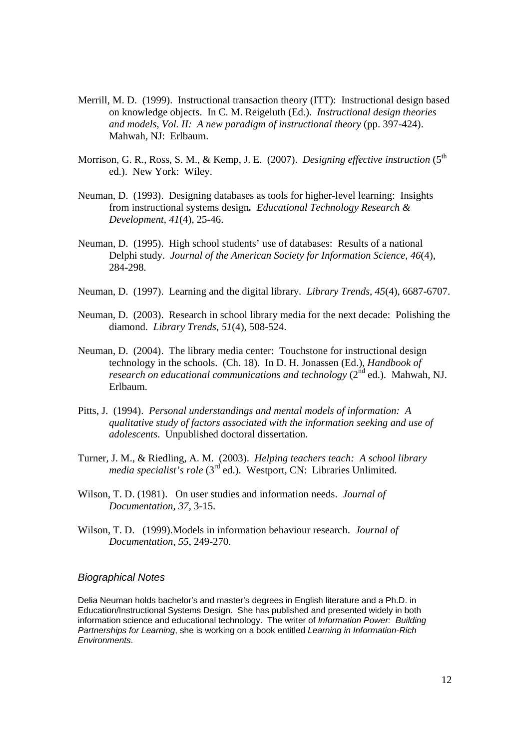Merrill, M. D. (1999). Instructional transaction theory (ITT): Instructional design based on knowledge objects. In C. M. Reigeluth (Ed.). *Instructional design theories and models, Vol. II: A new paradigm of instructional theory* (pp. 397-424). Mahwah, NJ: Erlbaum.

Morrison, G. R., Ross, S. M., & Kemp, J. E. (2007). *Designing effective instruction* (5th ed.). New York: Wiley.

Neuman, D. (1993). Designing databases as tools for higher-level learning: Insights from instructional systems design**.** *Educational Technology Research & Development*, *41*(4), 25-46.

Neuman, D. (1995). High school students' use of databases: Results of a national Delphi study. *Journal of the American Society for Information Science*, *46*(4), 284-298.

Neuman, D. (1997). Learning and the digital library. *Library Trends*, *45*(4), 6687-6707.

Neuman, D. (2003). Research in school library media for the next decade: Polishing the diamond. *Library Trends*, *51*(4), 508-524.

Neuman, D. (2004). The library media center: Touchstone for instructional design technology in the schools. (Ch. 18). In D. H. Jonassen (Ed.), *Handbook of research on educational communications and technology* (2nd ed.). Mahwah, NJ. Erlbaum.

Pitts, J. (1994). *Personal understandings and mental models of information: A qualitative study of factors associated with the information seeking and use of adolescents*. Unpublished doctoral dissertation.

Turner, J. M., & Riedling, A. M. (2003). *Helping teachers teach: A school library media specialist's role* (3rd ed.). Westport, CN: Libraries Unlimited.

Wilson, T. D. (1981). On user studies and information needs. *Journal of Documentation*, *37*, 3-15.

Wilson, T. D. (1999).Models in information behaviour research. *Journal of Documentation*, *55*, 249-270.

### *Biographical Notes*

Delia Neuman holds bachelor's and master's degrees in English literature and a Ph.D. in Education/Instructional Systems Design. She has published and presented widely in both information science and educational technology. The writer of *Information Power: Building Partnerships for Learning*, she is working on a book entitled *Learning in Information-Rich Environments*.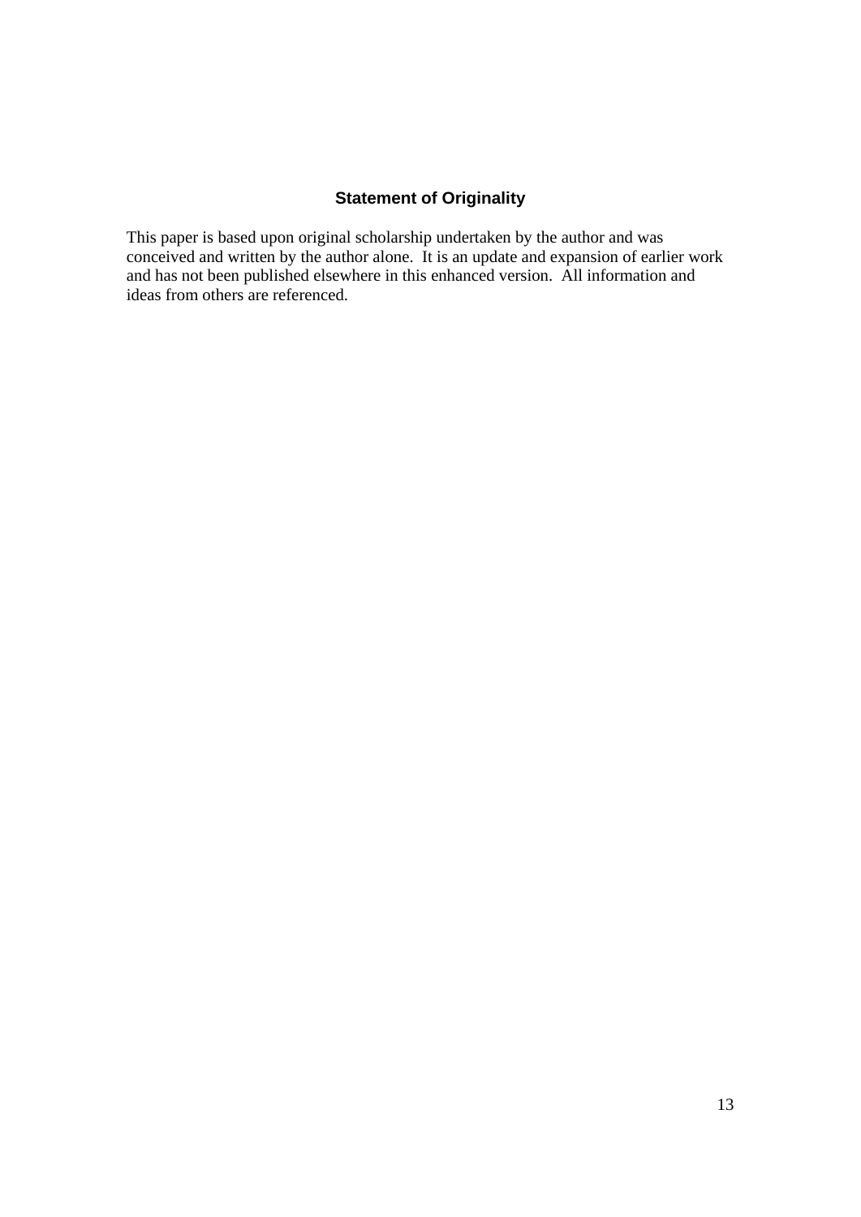## Statement of Originality

This paper is based upon original scholarship undertaken by the author and was conceived and written by the author alone. It is an update and expansion of earlier work and has not been published elsewhere in this enhanced version. All information and ideas from others are referenced.